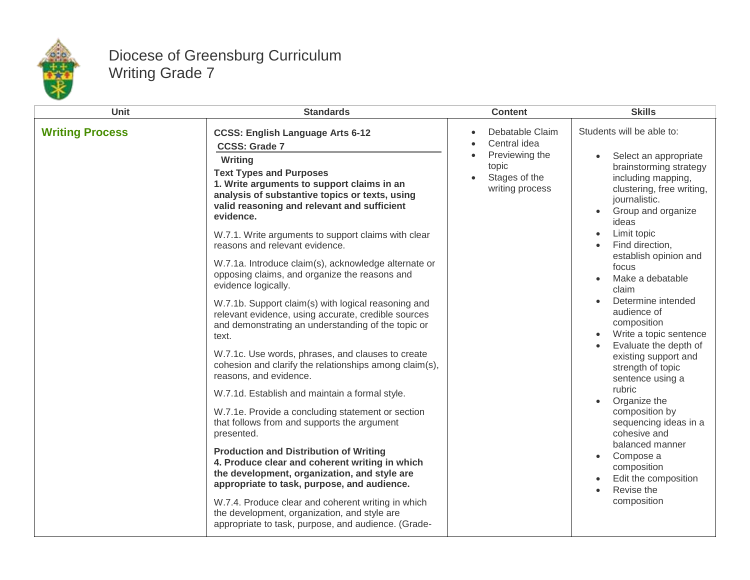# Diocese of Greensburg Curriculum
## Writing Grade 7

| Unit | Standards | Content | Skills |
| --- | --- | --- | --- |
| **Writing Process** | **CCSS: English Language Arts 6-12**<br>**CCSS: Grade 7**<br>**Writing**<br>**Text Types and Purposes**<br>**1. Write arguments to support claims in an analysis of substantive topics or texts, using valid reasoning and relevant and sufficient evidence.**<br><br>W.7.1. Write arguments to support claims with clear reasons and relevant evidence.<br><br>W.7.1a. Introduce claim(s), acknowledge alternate or opposing claims, and organize the reasons and evidence logically.<br><br>W.7.1b. Support claim(s) with logical reasoning and relevant evidence, using accurate, credible sources and demonstrating an understanding of the topic or text.<br><br>W.7.1c. Use words, phrases, and clauses to create cohesion and clarify the relationships among claim(s), reasons, and evidence.<br><br>W.7.1d. Establish and maintain a formal style.<br><br>W.7.1e. Provide a concluding statement or section that follows from and supports the argument presented.<br><br>**Production and Distribution of Writing**<br>**4. Produce clear and coherent writing in which the development, organization, and style are appropriate to task, purpose, and audience.**<br><br>W.7.4. Produce clear and coherent writing in which the development, organization, and style are appropriate to task, purpose, and audience. (Grade- | • Debatable Claim<br>• Central idea<br>• Previewing the topic<br>• Stages of the writing process | Students will be able to:<br><br>• Select an appropriate brainstorming strategy including mapping, clustering, free writing, journalistic.<br>• Group and organize ideas<br>• Limit topic<br>• Find direction, establish opinion and focus<br>• Make a debatable claim<br>• Determine intended audience of composition<br>• Write a topic sentence<br>• Evaluate the depth of existing support and strength of topic sentence using a rubric<br>• Organize the composition by sequencing ideas in a cohesive and balanced manner<br>• Compose a composition<br>• Edit the composition<br>• Revise the composition |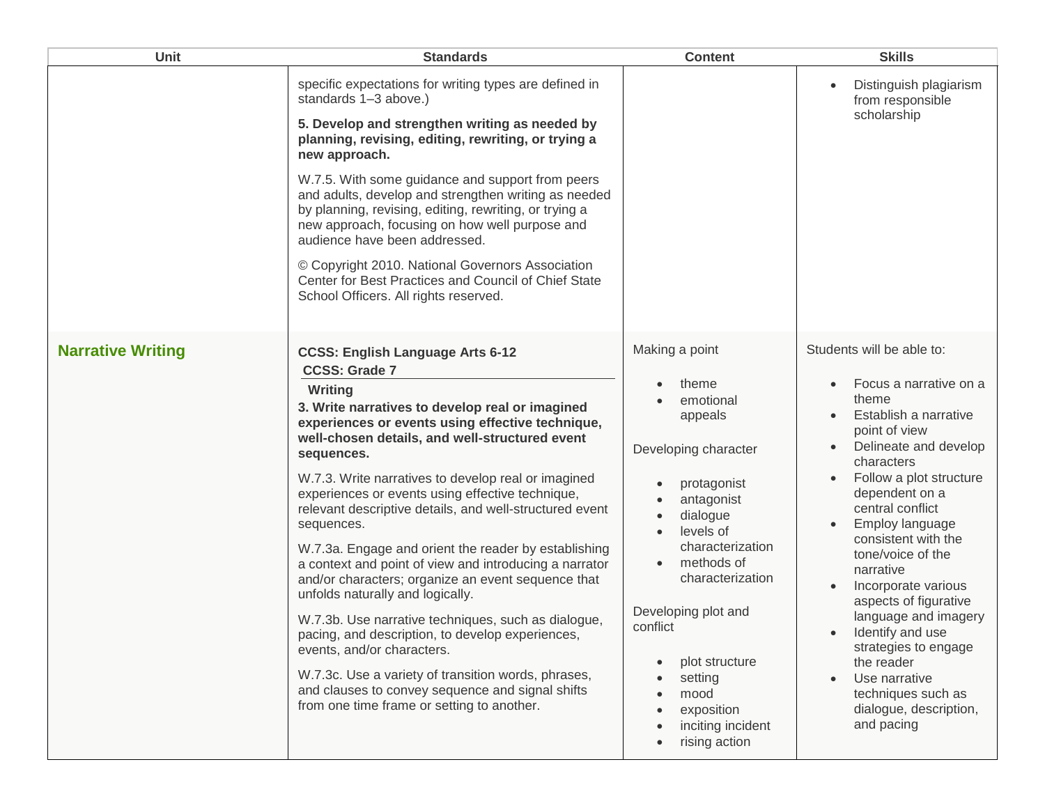| Unit | Standards | Content | Skills |
| --- | --- | --- | --- |
| | specific expectations for writing types are defined in standards 1–3 above.)<br><br>**5. Develop and strengthen writing as needed by planning, revising, editing, rewriting, or trying a new approach.**<br><br>W.7.5. With some guidance and support from peers and adults, develop and strengthen writing as needed by planning, revising, editing, rewriting, or trying a new approach, focusing on how well purpose and audience have been addressed.<br><br>© Copyright 2010. National Governors Association Center for Best Practices and Council of Chief State School Officers. All rights reserved. | | • Distinguish plagiarism from responsible scholarship |
| **Narrative Writing** | **CCSS: English Language Arts 6-12**<br>**CCSS: Grade 7**<br>**Writing**<br>**3. Write narratives to develop real or imagined experiences or events using effective technique, well-chosen details, and well-structured event sequences.**<br><br>W.7.3. Write narratives to develop real or imagined experiences or events using effective technique, relevant descriptive details, and well-structured event sequences.<br><br>W.7.3a. Engage and orient the reader by establishing a context and point of view and introducing a narrator and/or characters; organize an event sequence that unfolds naturally and logically.<br><br>W.7.3b. Use narrative techniques, such as dialogue, pacing, and description, to develop experiences, events, and/or characters.<br><br>W.7.3c. Use a variety of transition words, phrases, and clauses to convey sequence and signal shifts from one time frame or setting to another. | Making a point<br><br>• theme<br>• emotional appeals<br><br>Developing character<br><br>• protagonist<br>• antagonist<br>• dialogue<br>• levels of characterization<br>• methods of characterization<br><br>Developing plot and conflict<br><br>• plot structure<br>• setting<br>• mood<br>• exposition<br>• inciting incident<br>• rising action | Students will be able to:<br><br>• Focus a narrative on a theme<br>• Establish a narrative point of view<br>• Delineate and develop characters<br>• Follow a plot structure dependent on a central conflict<br>• Employ language consistent with the tone/voice of the narrative<br>• Incorporate various aspects of figurative language and imagery<br>• Identify and use strategies to engage the reader<br>• Use narrative techniques such as dialogue, description, and pacing |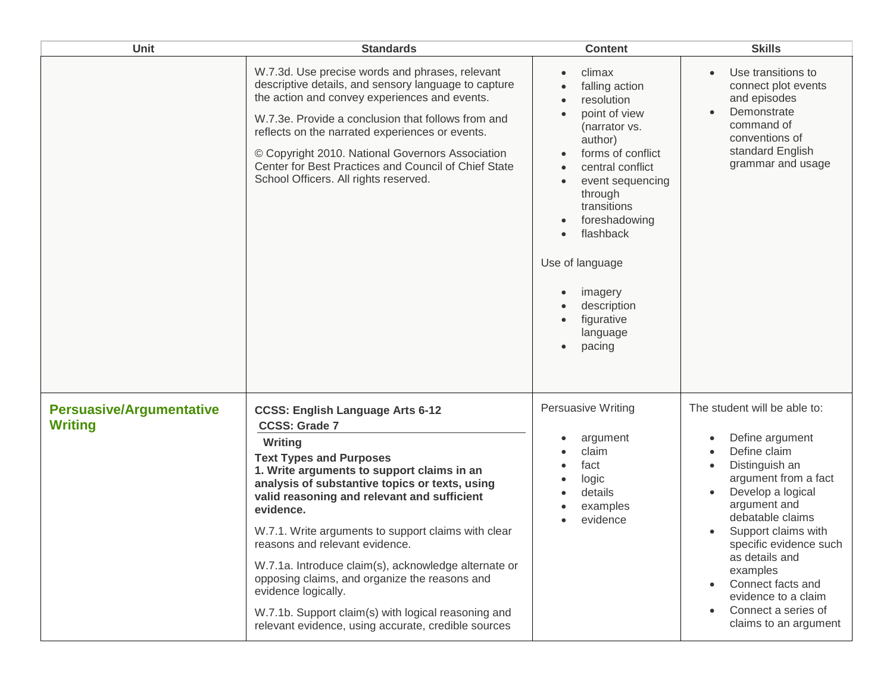| Unit | Standards | Content | Skills |
|---|---|---|---|
| | W.7.3d. Use precise words and phrases, relevant descriptive details, and sensory language to capture the action and convey experiences and events.<br><br>W.7.3e. Provide a conclusion that follows from and reflects on the narrated experiences or events.<br><br>© Copyright 2010. National Governors Association Center for Best Practices and Council of Chief State School Officers. All rights reserved. | • climax<br>• falling action<br>• resolution<br>• point of view (narrator vs. author)<br>• forms of conflict<br>• central conflict<br>• event sequencing through transitions<br>• foreshadowing<br>• flashback<br><br>Use of language<br><br>• imagery<br>• description<br>• figurative language<br>• pacing | • Use transitions to connect plot events and episodes<br>• Demonstrate command of conventions of standard English grammar and usage |
| **Persuasive/Argumentative Writing** | **CCSS: English Language Arts 6-12**<br>**CCSS: Grade 7**<br>**Writing**<br>**Text Types and Purposes**<br>**1. Write arguments to support claims in an analysis of substantive topics or texts, using valid reasoning and relevant and sufficient evidence.**<br><br>W.7.1. Write arguments to support claims with clear reasons and relevant evidence.<br><br>W.7.1a. Introduce claim(s), acknowledge alternate or opposing claims, and organize the reasons and evidence logically.<br><br>W.7.1b. Support claim(s) with logical reasoning and relevant evidence, using accurate, credible sources | Persuasive Writing<br><br>• argument<br>• claim<br>• fact<br>• logic<br>• details<br>• examples<br>• evidence | The student will be able to:<br><br>• Define argument<br>• Define claim<br>• Distinguish an argument from a fact<br>• Develop a logical argument and debatable claims<br>• Support claims with specific evidence such as details and examples<br>• Connect facts and evidence to a claim<br>• Connect a series of claims to an argument |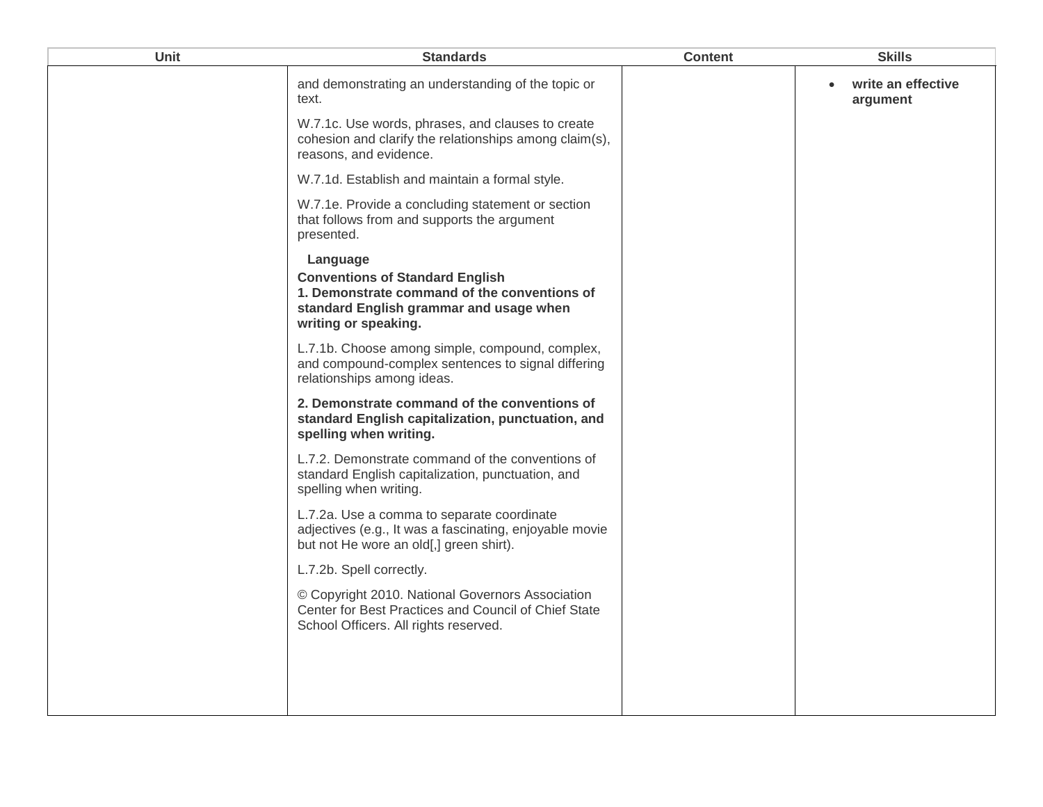| Unit | Standards | Content | Skills |
|---|---|---|---|
| | and demonstrating an understanding of the topic or text.<br><br>W.7.1c. Use words, phrases, and clauses to create cohesion and clarify the relationships among claim(s), reasons, and evidence.<br><br>W.7.1d. Establish and maintain a formal style.<br><br>W.7.1e. Provide a concluding statement or section that follows from and supports the argument presented.<br><br>**Language**<br>**Conventions of Standard English**<br>**1. Demonstrate command of the conventions of standard English grammar and usage when writing or speaking.**<br><br>L.7.1b. Choose among simple, compound, complex, and compound-complex sentences to signal differing relationships among ideas.<br><br>**2. Demonstrate command of the conventions of standard English capitalization, punctuation, and spelling when writing.**<br><br>L.7.2. Demonstrate command of the conventions of standard English capitalization, punctuation, and spelling when writing.<br><br>L.7.2a. Use a comma to separate coordinate adjectives (e.g., It was a fascinating, enjoyable movie but not He wore an old[,] green shirt).<br><br>L.7.2b. Spell correctly.<br><br>© Copyright 2010. National Governors Association Center for Best Practices and Council of Chief State School Officers. All rights reserved. | | • **write an effective argument** |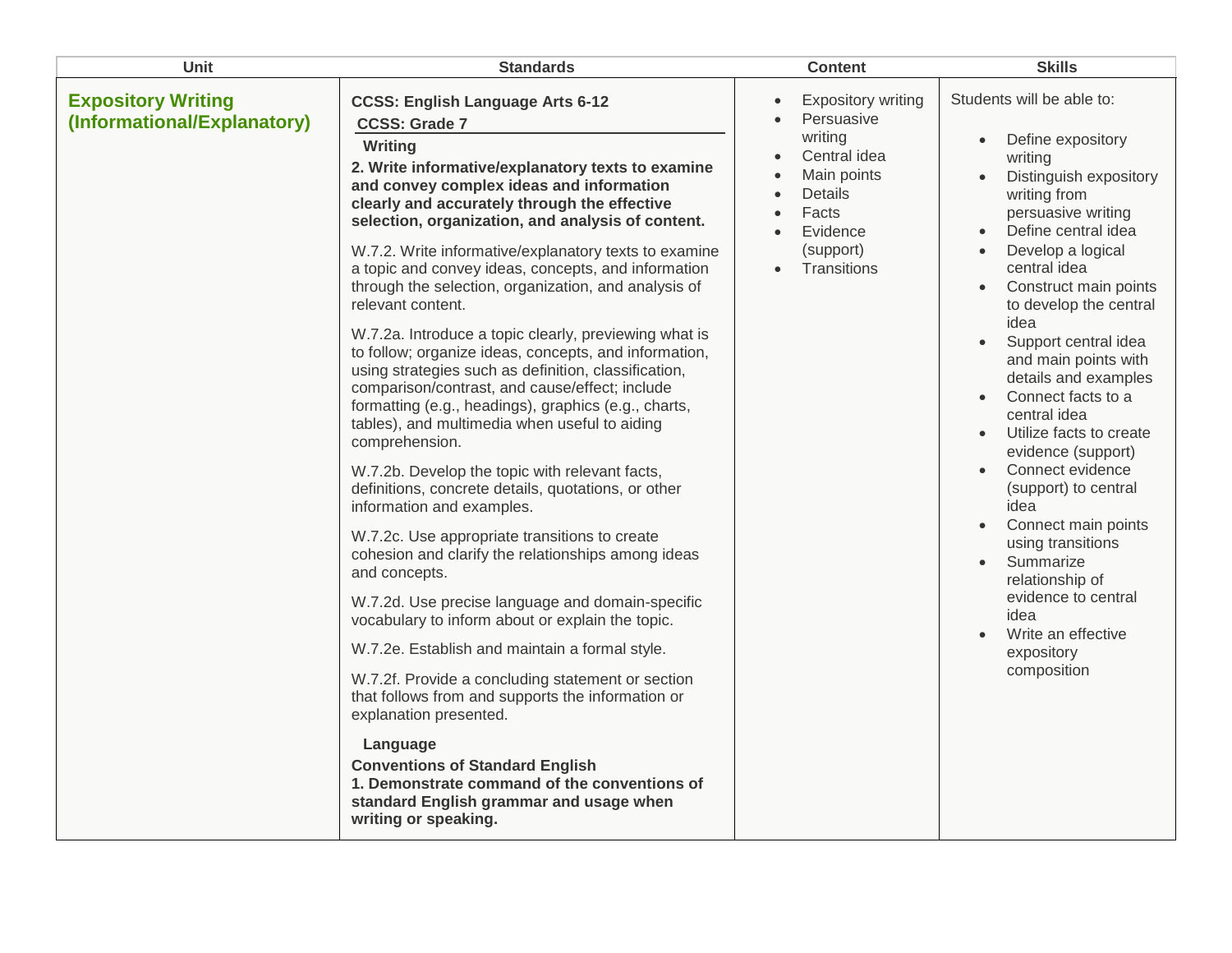| Unit | Standards | Content | Skills |
|---|---|---|---|
| **Expository Writing (Informational/Explanatory)** | **CCSS: English Language Arts 6-12**<br>**CCSS: Grade 7**<br>**Writing**<br>**2. Write informative/explanatory texts to examine and convey complex ideas and information clearly and accurately through the effective selection, organization, and analysis of content.**<br><br>W.7.2. Write informative/explanatory texts to examine a topic and convey ideas, concepts, and information through the selection, organization, and analysis of relevant content.<br><br>W.7.2a. Introduce a topic clearly, previewing what is to follow; organize ideas, concepts, and information, using strategies such as definition, classification, comparison/contrast, and cause/effect; include formatting (e.g., headings), graphics (e.g., charts, tables), and multimedia when useful to aiding comprehension.<br><br>W.7.2b. Develop the topic with relevant facts, definitions, concrete details, quotations, or other information and examples.<br><br>W.7.2c. Use appropriate transitions to create cohesion and clarify the relationships among ideas and concepts.<br><br>W.7.2d. Use precise language and domain-specific vocabulary to inform about or explain the topic.<br><br>W.7.2e. Establish and maintain a formal style.<br><br>W.7.2f. Provide a concluding statement or section that follows from and supports the information or explanation presented.<br><br>**Language**<br>**Conventions of Standard English**<br>**1. Demonstrate command of the conventions of standard English grammar and usage when writing or speaking.** | • Expository writing<br>• Persuasive writing<br>• Central idea<br>• Main points<br>• Details<br>• Facts<br>• Evidence (support)<br>• Transitions | Students will be able to:<br><br>• Define expository writing<br>• Distinguish expository writing from persuasive writing<br>• Define central idea<br>• Develop a logical central idea<br>• Construct main points to develop the central idea<br>• Support central idea and main points with details and examples<br>• Connect facts to a central idea<br>• Utilize facts to create evidence (support)<br>• Connect evidence (support) to central idea<br>• Connect main points using transitions<br>• Summarize relationship of evidence to central idea<br>• Write an effective expository composition |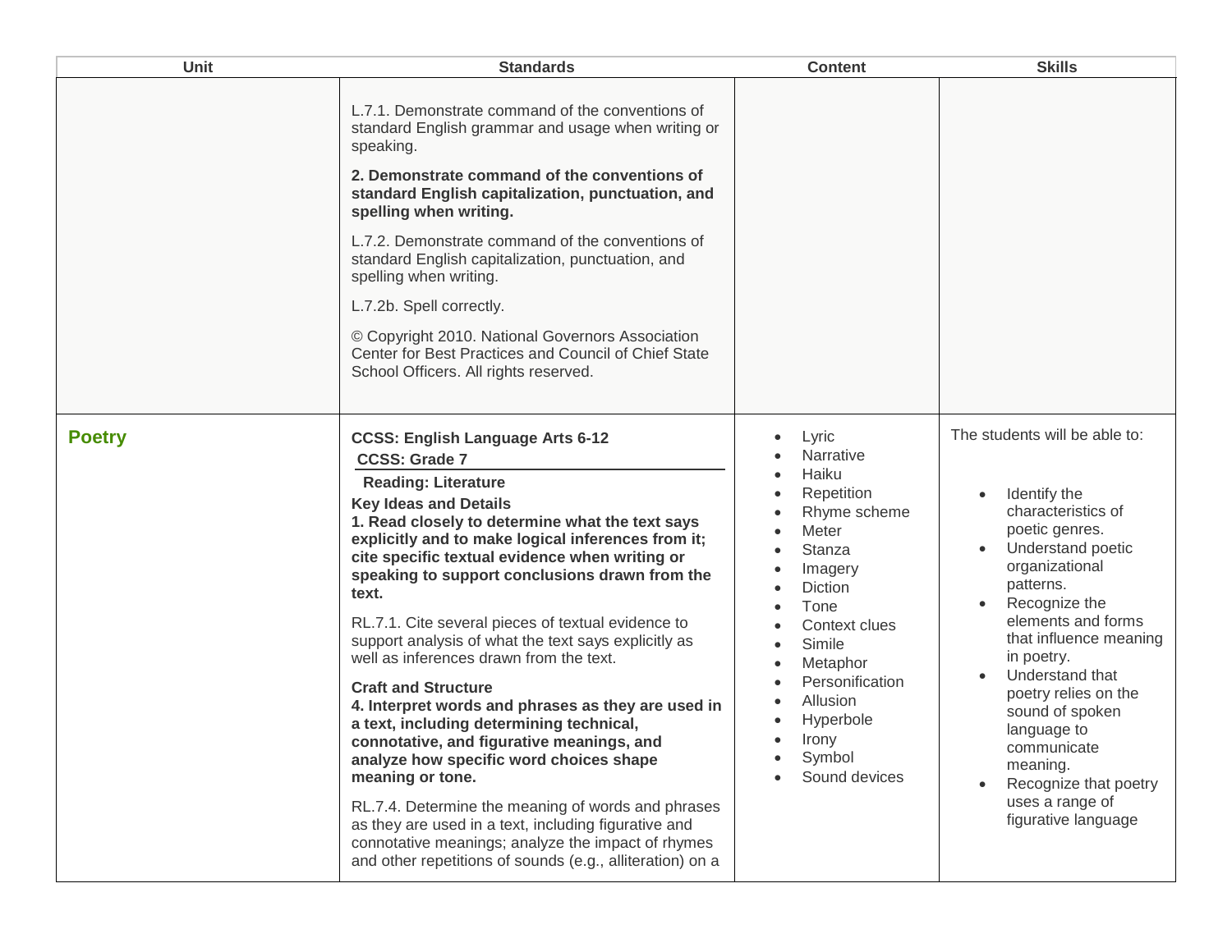| Unit | Standards | Content | Skills |
| --- | --- | --- | --- |
| | L.7.1. Demonstrate command of the conventions of standard English grammar and usage when writing or speaking.<br><br>**2. Demonstrate command of the conventions of standard English capitalization, punctuation, and spelling when writing.**<br><br>L.7.2. Demonstrate command of the conventions of standard English capitalization, punctuation, and spelling when writing.<br><br>L.7.2b. Spell correctly.<br><br>© Copyright 2010. National Governors Association Center for Best Practices and Council of Chief State School Officers. All rights reserved. | | |
| **Poetry** | **CCSS: English Language Arts 6-12**<br>**CCSS: Grade 7**<br>**Reading: Literature**<br>**Key Ideas and Details**<br>**1. Read closely to determine what the text says explicitly and to make logical inferences from it; cite specific textual evidence when writing or speaking to support conclusions drawn from the text.**<br><br>RL.7.1. Cite several pieces of textual evidence to support analysis of what the text says explicitly as well as inferences drawn from the text.<br><br>**Craft and Structure**<br>**4. Interpret words and phrases as they are used in a text, including determining technical, connotative, and figurative meanings, and analyze how specific word choices shape meaning or tone.**<br><br>RL.7.4. Determine the meaning of words and phrases as they are used in a text, including figurative and connotative meanings; analyze the impact of rhymes and other repetitions of sounds (e.g., alliteration) on a | • Lyric<br>• Narrative<br>• Haiku<br>• Repetition<br>• Rhyme scheme<br>• Meter<br>• Stanza<br>• Imagery<br>• Diction<br>• Tone<br>• Context clues<br>• Simile<br>• Metaphor<br>• Personification<br>• Allusion<br>• Hyperbole<br>• Irony<br>• Symbol<br>• Sound devices | The students will be able to:<br><br>• Identify the characteristics of poetic genres.<br>• Understand poetic organizational patterns.<br>• Recognize the elements and forms that influence meaning in poetry.<br>• Understand that poetry relies on the sound of spoken language to communicate meaning.<br>• Recognize that poetry uses a range of figurative language |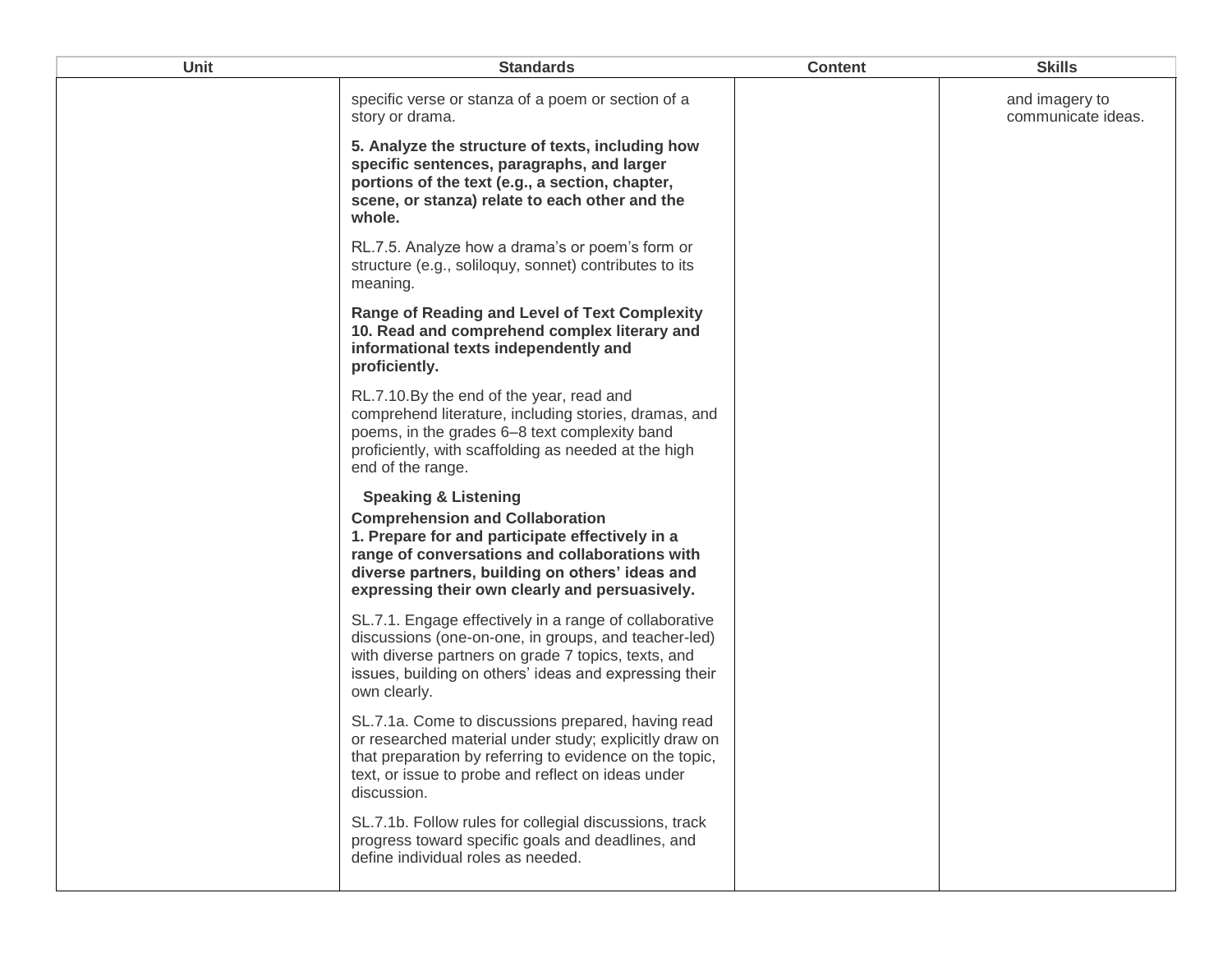| Unit | Standards | Content | Skills |
|---|---|---|---|
| | specific verse or stanza of a poem or section of a story or drama.<br><br>**5. Analyze the structure of texts, including how specific sentences, paragraphs, and larger portions of the text (e.g., a section, chapter, scene, or stanza) relate to each other and the whole.**<br><br>RL.7.5. Analyze how a drama's or poem's form or structure (e.g., soliloquy, sonnet) contributes to its meaning.<br><br>**Range of Reading and Level of Text Complexity**<br>**10. Read and comprehend complex literary and informational texts independently and proficiently.**<br><br>RL.7.10.By the end of the year, read and comprehend literature, including stories, dramas, and poems, in the grades 6–8 text complexity band proficiently, with scaffolding as needed at the high end of the range.<br><br>**Speaking & Listening**<br>**Comprehension and Collaboration**<br>**1. Prepare for and participate effectively in a range of conversations and collaborations with diverse partners, building on others' ideas and expressing their own clearly and persuasively.**<br><br>SL.7.1. Engage effectively in a range of collaborative discussions (one-on-one, in groups, and teacher-led) with diverse partners on grade 7 topics, texts, and issues, building on others' ideas and expressing their own clearly.<br><br>SL.7.1a. Come to discussions prepared, having read or researched material under study; explicitly draw on that preparation by referring to evidence on the topic, text, or issue to probe and reflect on ideas under discussion.<br><br>SL.7.1b. Follow rules for collegial discussions, track progress toward specific goals and deadlines, and define individual roles as needed. | | and imagery to communicate ideas. |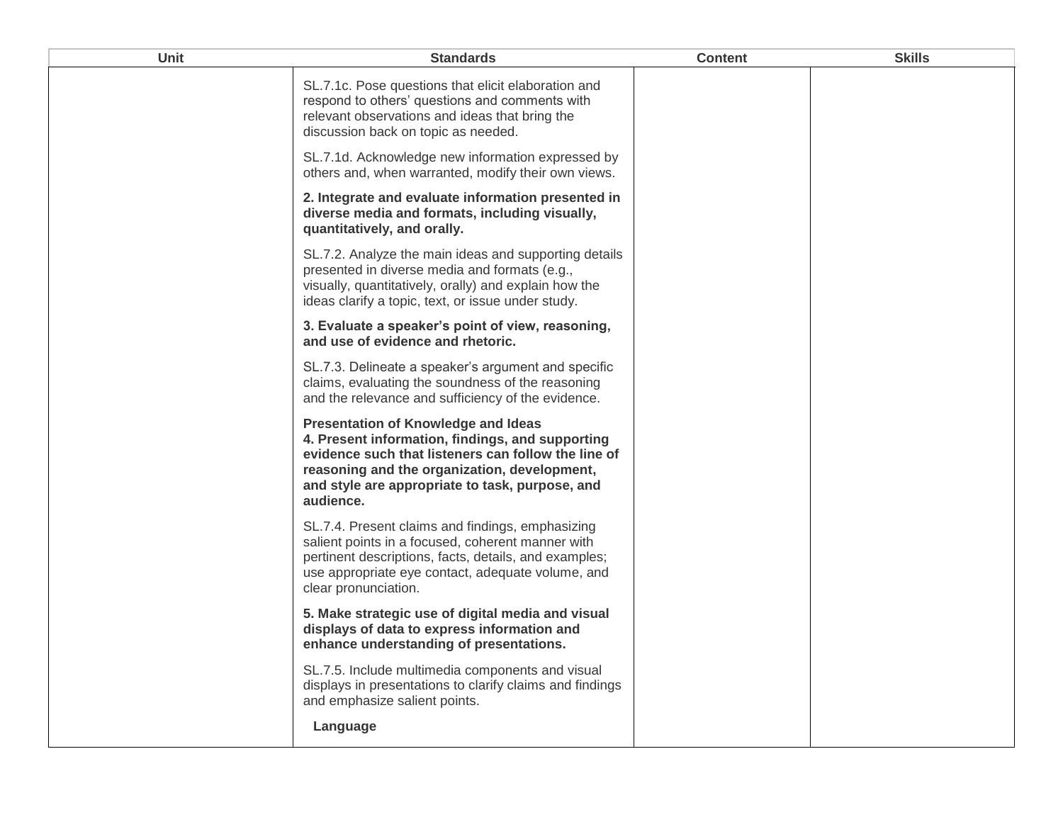| Unit | Standards | Content | Skills |
|---|---|---|---|
| | SL.7.1c. Pose questions that elicit elaboration and respond to others' questions and comments with relevant observations and ideas that bring the discussion back on topic as needed.<br><br>SL.7.1d. Acknowledge new information expressed by others and, when warranted, modify their own views.<br><br>**2. Integrate and evaluate information presented in diverse media and formats, including visually, quantitatively, and orally.**<br><br>SL.7.2. Analyze the main ideas and supporting details presented in diverse media and formats (e.g., visually, quantitatively, orally) and explain how the ideas clarify a topic, text, or issue under study.<br><br>**3. Evaluate a speaker's point of view, reasoning, and use of evidence and rhetoric.**<br><br>SL.7.3. Delineate a speaker's argument and specific claims, evaluating the soundness of the reasoning and the relevance and sufficiency of the evidence.<br><br>**Presentation of Knowledge and Ideas**<br>**4. Present information, findings, and supporting evidence such that listeners can follow the line of reasoning and the organization, development, and style are appropriate to task, purpose, and audience.**<br><br>SL.7.4. Present claims and findings, emphasizing salient points in a focused, coherent manner with pertinent descriptions, facts, details, and examples; use appropriate eye contact, adequate volume, and clear pronunciation.<br><br>**5. Make strategic use of digital media and visual displays of data to express information and enhance understanding of presentations.**<br><br>SL.7.5. Include multimedia components and visual displays in presentations to clarify claims and findings and emphasize salient points.<br><br>**Language** | | |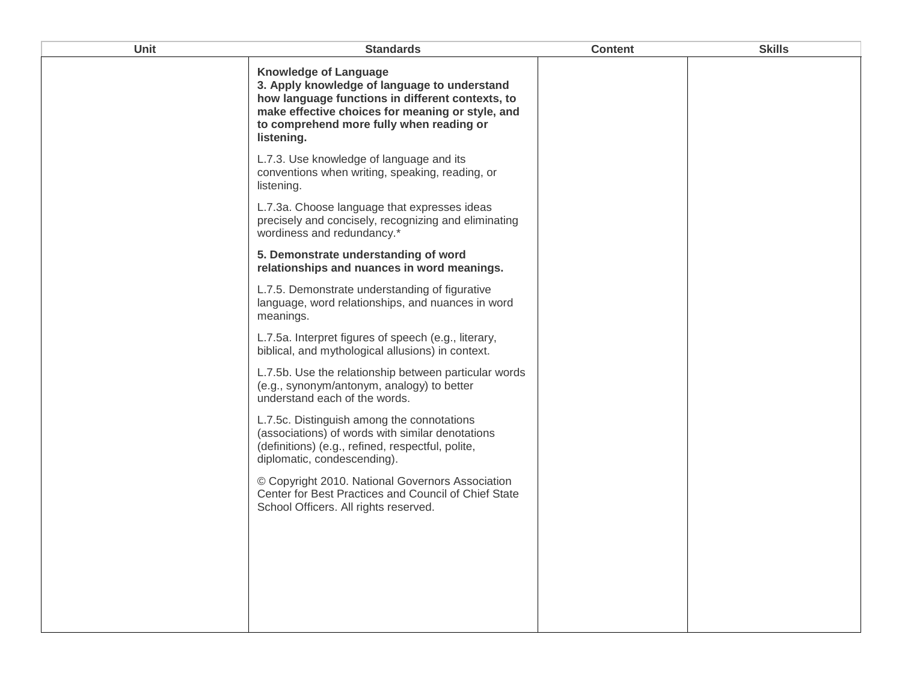| Unit | Standards | Content | Skills |
| --- | --- | --- | --- |
| | **Knowledge of Language**<br>**3. Apply knowledge of language to understand how language functions in different contexts, to make effective choices for meaning or style, and to comprehend more fully when reading or listening.**<br><br>L.7.3. Use knowledge of language and its conventions when writing, speaking, reading, or listening.<br><br>L.7.3a. Choose language that expresses ideas precisely and concisely, recognizing and eliminating wordiness and redundancy.*<br><br>**5. Demonstrate understanding of word relationships and nuances in word meanings.**<br><br>L.7.5. Demonstrate understanding of figurative language, word relationships, and nuances in word meanings.<br><br>L.7.5a. Interpret figures of speech (e.g., literary, biblical, and mythological allusions) in context.<br><br>L.7.5b. Use the relationship between particular words (e.g., synonym/antonym, analogy) to better understand each of the words.<br><br>L.7.5c. Distinguish among the connotations (associations) of words with similar denotations (definitions) (e.g., refined, respectful, polite, diplomatic, condescending).<br><br>© Copyright 2010. National Governors Association Center for Best Practices and Council of Chief State School Officers. All rights reserved. | | |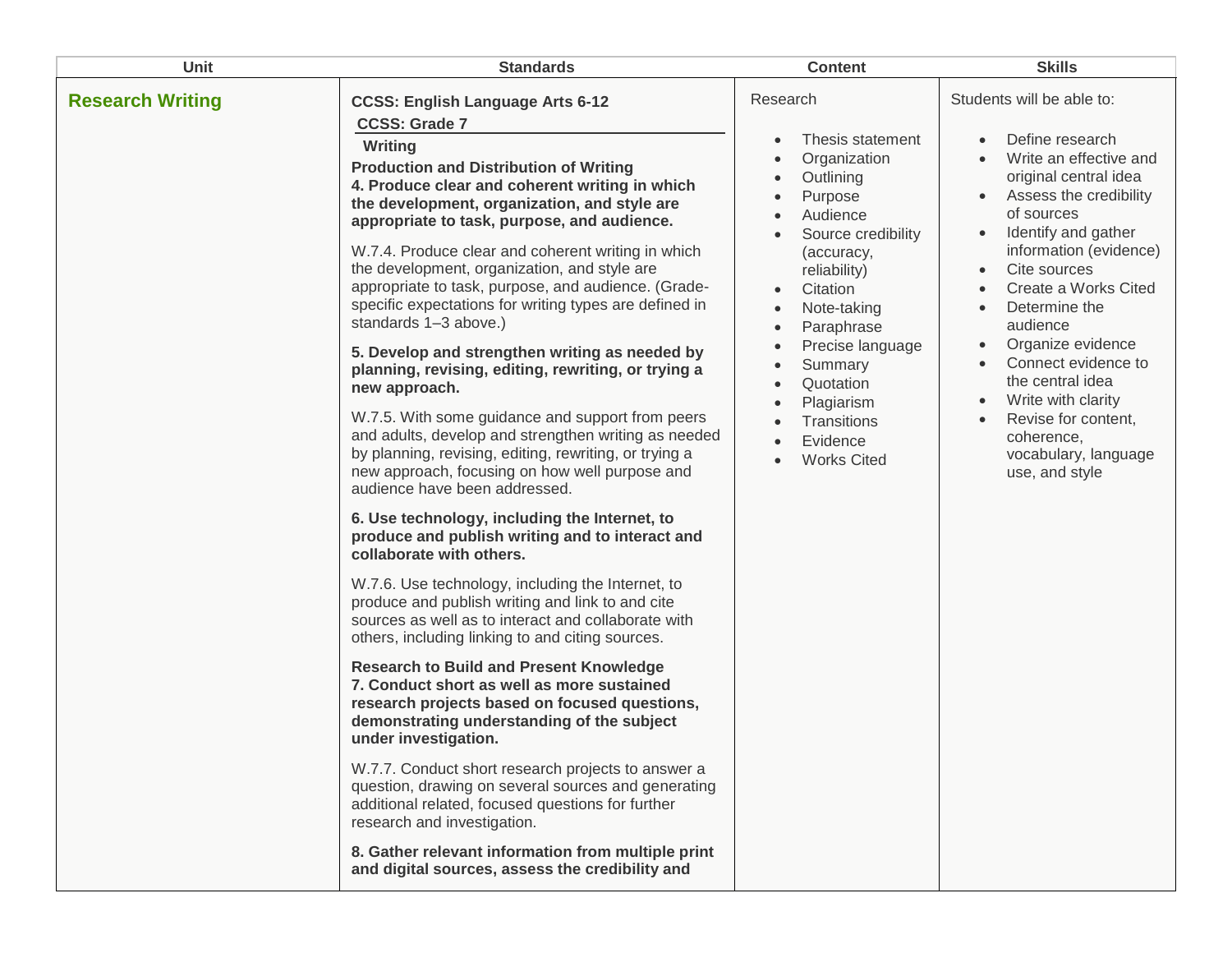| Unit | Standards | Content | Skills |
| --- | --- | --- | --- |
| **Research Writing** | **CCSS: English Language Arts 6-12**<br>**CCSS: Grade 7**<br>**Writing**<br>**Production and Distribution of Writing**<br>**4. Produce clear and coherent writing in which the development, organization, and style are appropriate to task, purpose, and audience.**<br><br>W.7.4. Produce clear and coherent writing in which the development, organization, and style are appropriate to task, purpose, and audience. (Grade-specific expectations for writing types are defined in standards 1–3 above.)<br><br>**5. Develop and strengthen writing as needed by planning, revising, editing, rewriting, or trying a new approach.**<br><br>W.7.5. With some guidance and support from peers and adults, develop and strengthen writing as needed by planning, revising, editing, rewriting, or trying a new approach, focusing on how well purpose and audience have been addressed.<br><br>**6. Use technology, including the Internet, to produce and publish writing and to interact and collaborate with others.**<br><br>W.7.6. Use technology, including the Internet, to produce and publish writing and link to and cite sources as well as to interact and collaborate with others, including linking to and citing sources.<br><br>**Research to Build and Present Knowledge**<br>**7. Conduct short as well as more sustained research projects based on focused questions, demonstrating understanding of the subject under investigation.**<br><br>W.7.7. Conduct short research projects to answer a question, drawing on several sources and generating additional related, focused questions for further research and investigation.<br><br>**8. Gather relevant information from multiple print and digital sources, assess the credibility and** | Research<br><br>• Thesis statement<br>• Organization<br>• Outlining<br>• Purpose<br>• Audience<br>• Source credibility (accuracy, reliability)<br>• Citation<br>• Note-taking<br>• Paraphrase<br>• Precise language<br>• Summary<br>• Quotation<br>• Plagiarism<br>• Transitions<br>• Evidence<br>• Works Cited | Students will be able to:<br><br>• Define research<br>• Write an effective and original central idea<br>• Assess the credibility of sources<br>• Identify and gather information (evidence)<br>• Cite sources<br>• Create a Works Cited<br>• Determine the audience<br>• Organize evidence<br>• Connect evidence to the central idea<br>• Write with clarity<br>• Revise for content, coherence, vocabulary, language use, and style |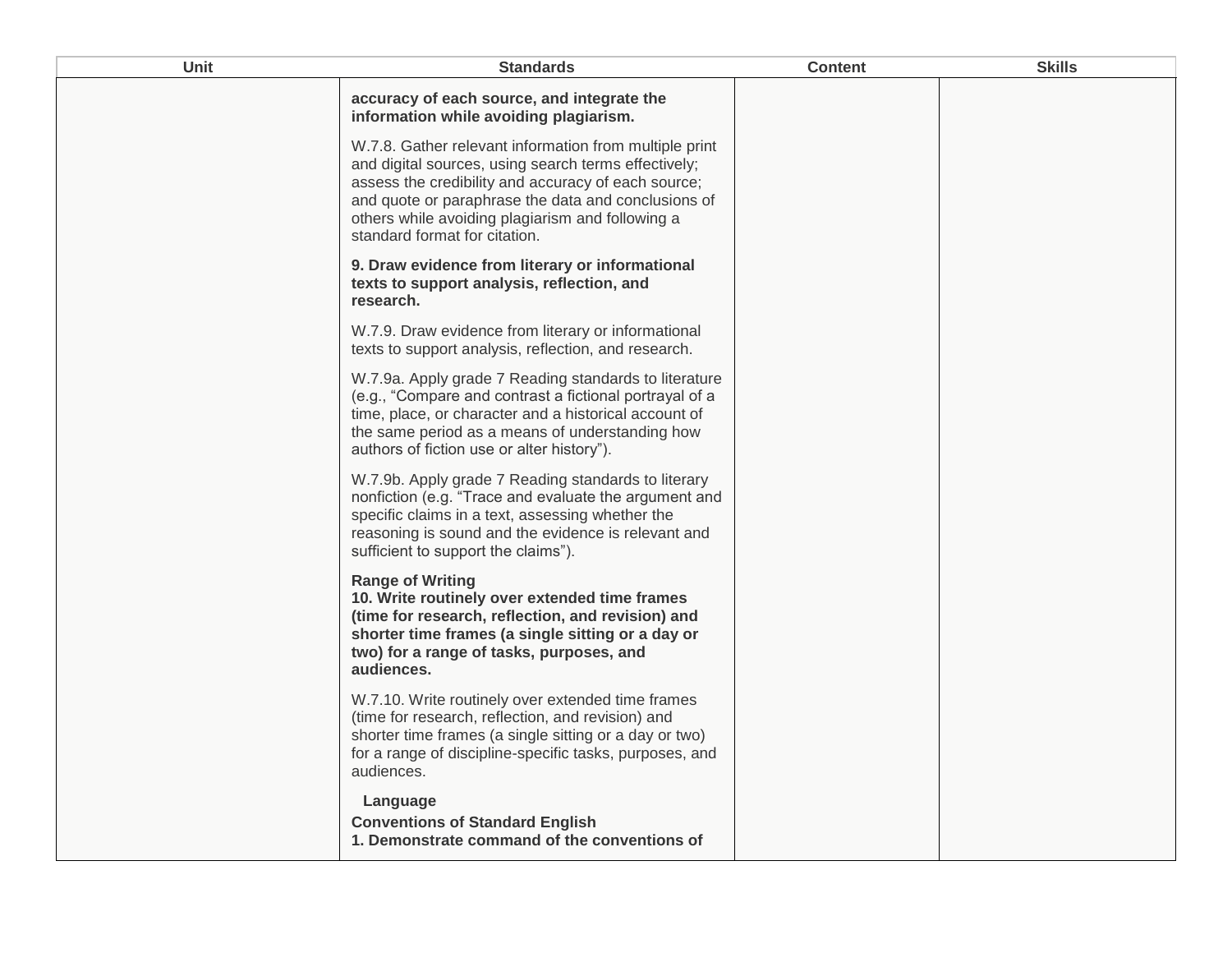| Unit | Standards | Content | Skills |
|---|---|---|---|
| | **accuracy of each source, and integrate the information while avoiding plagiarism.**<br><br>W.7.8. Gather relevant information from multiple print and digital sources, using search terms effectively; assess the credibility and accuracy of each source; and quote or paraphrase the data and conclusions of others while avoiding plagiarism and following a standard format for citation.<br><br>**9. Draw evidence from literary or informational texts to support analysis, reflection, and research.**<br><br>W.7.9. Draw evidence from literary or informational texts to support analysis, reflection, and research.<br><br>W.7.9a. Apply grade 7 Reading standards to literature (e.g., "Compare and contrast a fictional portrayal of a time, place, or character and a historical account of the same period as a means of understanding how authors of fiction use or alter history").<br><br>W.7.9b. Apply grade 7 Reading standards to literary nonfiction (e.g. "Trace and evaluate the argument and specific claims in a text, assessing whether the reasoning is sound and the evidence is relevant and sufficient to support the claims").<br><br>**Range of Writing**<br>**10. Write routinely over extended time frames (time for research, reflection, and revision) and shorter time frames (a single sitting or a day or two) for a range of tasks, purposes, and audiences.**<br><br>W.7.10. Write routinely over extended time frames (time for research, reflection, and revision) and shorter time frames (a single sitting or a day or two) for a range of discipline-specific tasks, purposes, and audiences.<br><br>**Language**<br>**Conventions of Standard English**<br>**1. Demonstrate command of the conventions of** | | |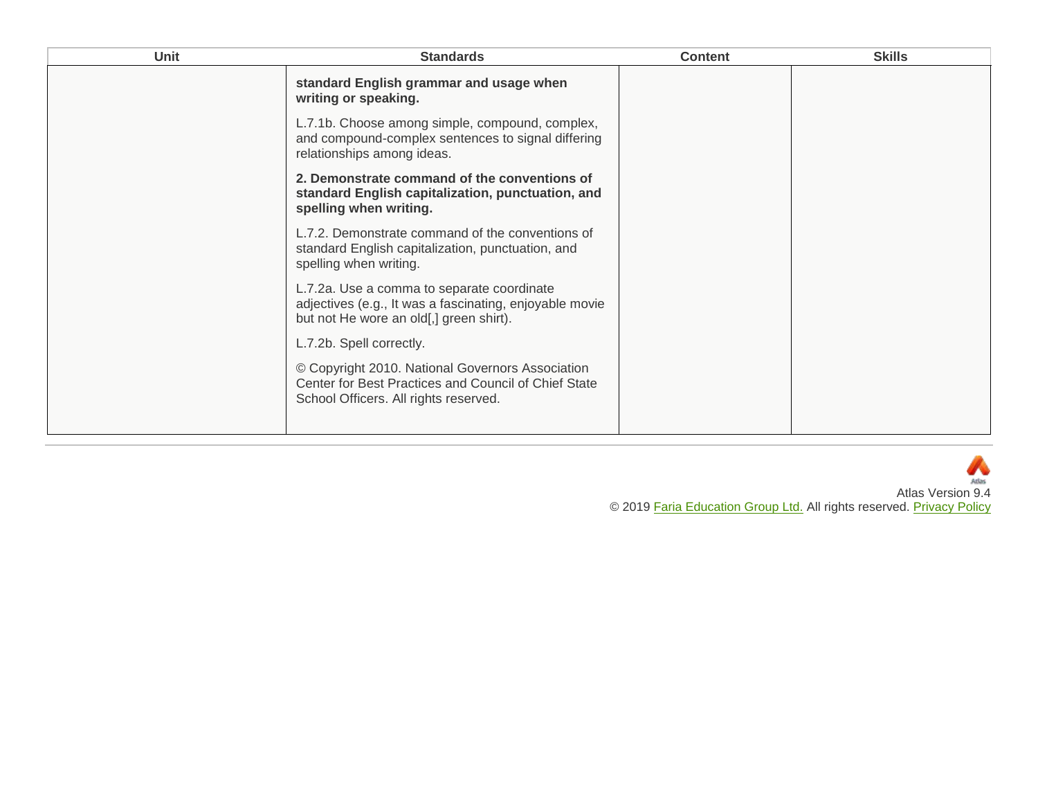| Unit | Standards | Content | Skills |
|---|---|---|---|
| | **standard English grammar and usage when writing or speaking.**<br><br>L.7.1b. Choose among simple, compound, complex, and compound-complex sentences to signal differing relationships among ideas.<br><br>**2. Demonstrate command of the conventions of standard English capitalization, punctuation, and spelling when writing.**<br><br>L.7.2. Demonstrate command of the conventions of standard English capitalization, punctuation, and spelling when writing.<br><br>L.7.2a. Use a comma to separate coordinate adjectives (e.g., It was a fascinating, enjoyable movie but not He wore an old[,] green shirt).<br><br>L.7.2b. Spell correctly.<br><br>© Copyright 2010. National Governors Association Center for Best Practices and Council of Chief State School Officers. All rights reserved. | | |

Atlas Version 9.4
© 2019 Faria Education Group Ltd. All rights reserved. Privacy Policy